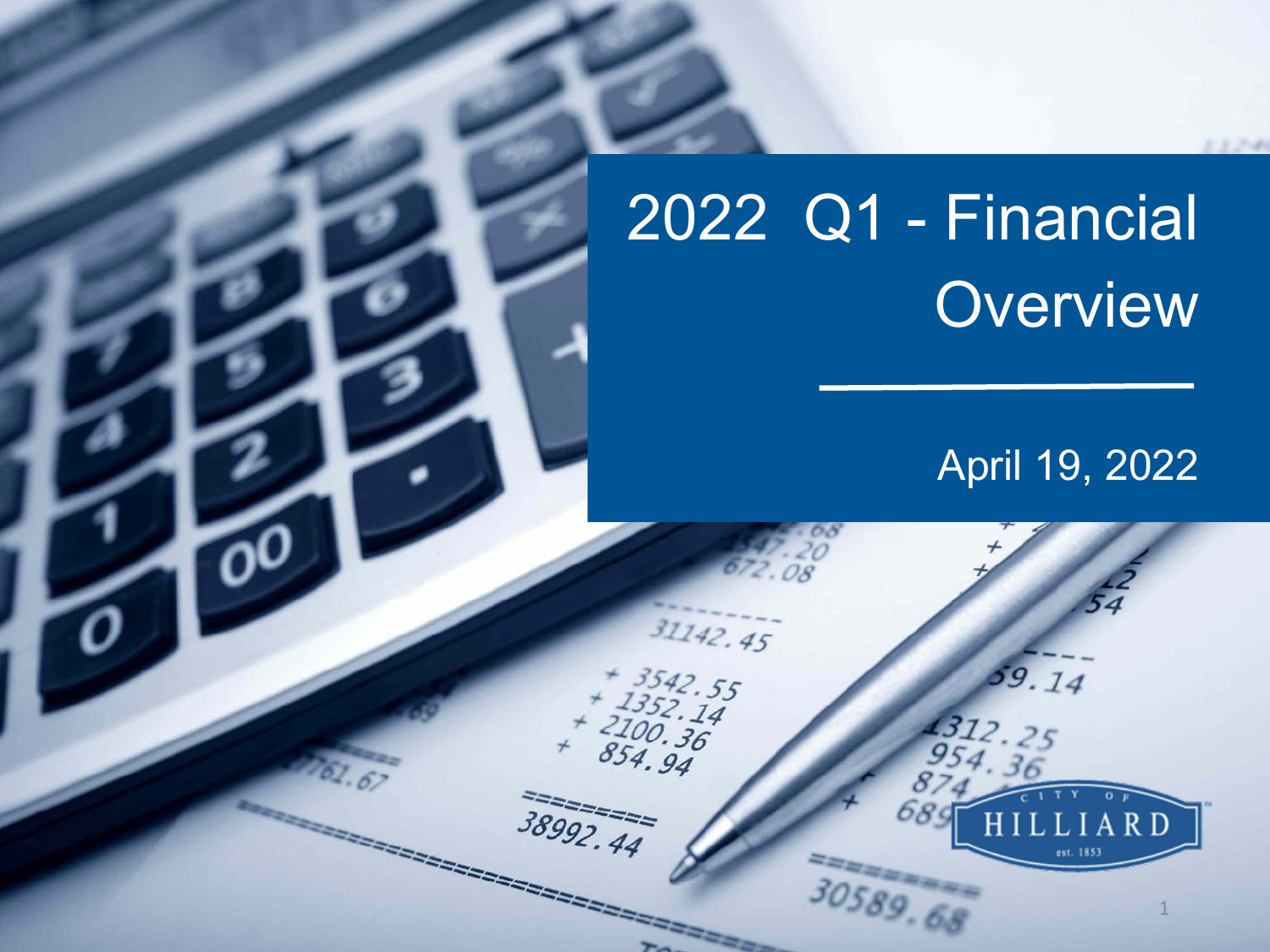# 2022 Q1 - Financial Overview

April 19, 2022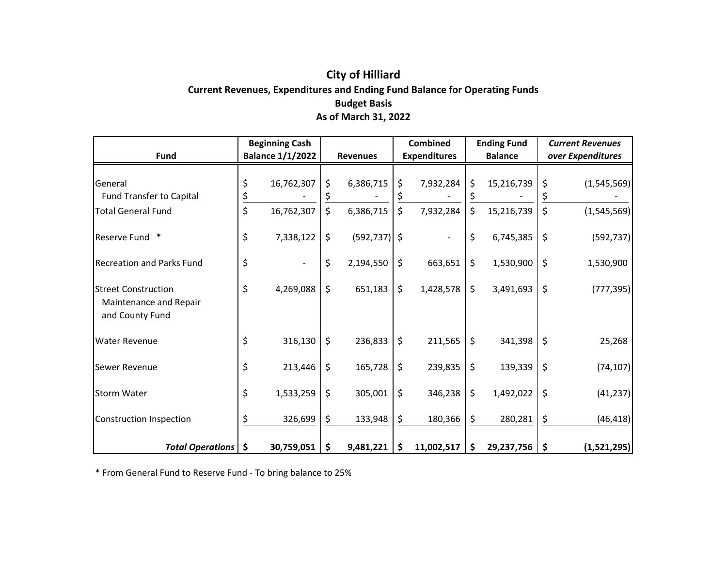# City of Hilliard

## Current Revenues, Expenditures and Ending Fund Balance for Operating Funds

### Budget Basis

### As of March 31, 2022

| Fund | Beginning Cash Balance 1/1/2022 | Revenues | Combined Expenditures | Ending Fund Balance | *Current Revenues over Expenditures* |
|---|---|---|---|---|---|
| General | $ 16,762,307 | $ 6,386,715 | $ 7,932,284 | $ 15,216,739 | $ (1,545,569) |
| Fund Transfer to Capital | $ - | $ - | $ - | $ - | $ - |
| Total General Fund | $ 16,762,307 | $ 6,386,715 | $ 7,932,284 | $ 15,216,739 | $ (1,545,569) |
| Reserve Fund * | $ 7,338,122 | $ (592,737) | $ - | $ 6,745,385 | $ (592,737) |
| Recreation and Parks Fund | $ - | $ 2,194,550 | $ 663,651 | $ 1,530,900 | $ 1,530,900 |
| Street Construction Maintenance and Repair and County Fund | $ 4,269,088 | $ 651,183 | $ 1,428,578 | $ 3,491,693 | $ (777,395) |
| Water Revenue | $ 316,130 | $ 236,833 | $ 211,565 | $ 341,398 | $ 25,268 |
| Sewer Revenue | $ 213,446 | $ 165,728 | $ 239,835 | $ 139,339 | $ (74,107) |
| Storm Water | $ 1,533,259 | $ 305,001 | $ 346,238 | $ 1,492,022 | $ (41,237) |
| Construction Inspection | $ 326,699 | $ 133,948 | $ 180,366 | $ 280,281 | $ (46,418) |
| ***Total Operations*** | **$ 30,759,051** | **$ 9,481,221** | **$ 11,002,517** | **$ 29,237,756** | **$ (1,521,295)** |

* From General Fund to Reserve Fund - To bring balance to 25%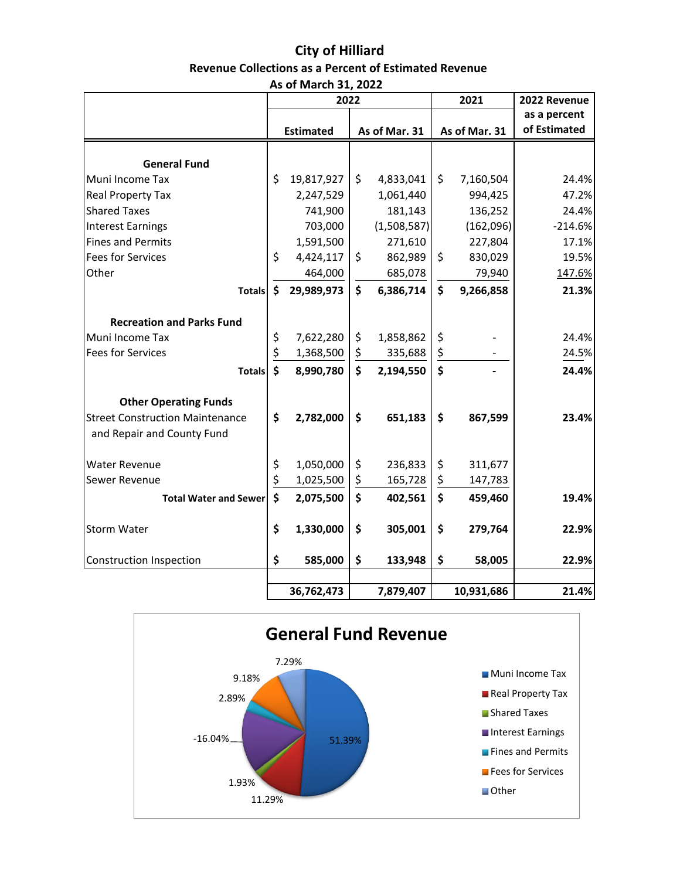# City of Hilliard

## Revenue Collections as a Percent of Estimated Revenue

### As of March 31, 2022

| | 2022 | | 2021 | 2022 Revenue as a percent of Estimated |
|---|---|---|---|---|
| | Estimated | As of Mar. 31 | As of Mar. 31 | |
| **General Fund** | | | | |
| Muni Income Tax | $ 19,817,927 | $ 4,833,041 | $ 7,160,504 | 24.4% |
| Real Property Tax | 2,247,529 | 1,061,440 | 994,425 | 47.2% |
| Shared Taxes | 741,900 | 181,143 | 136,252 | 24.4% |
| Interest Earnings | 703,000 | (1,508,587) | (162,096) | -214.6% |
| Fines and Permits | 1,591,500 | 271,610 | 227,804 | 17.1% |
| Fees for Services | $ 4,424,117 | $ 862,989 | $ 830,029 | 19.5% |
| Other | 464,000 | 685,078 | 79,940 | 147.6% |
| **Totals** | **$ 29,989,973** | **$ 6,386,714** | **$ 9,266,858** | **21.3%** |
| **Recreation and Parks Fund** | | | | |
| Muni Income Tax | $ 7,622,280 | $ 1,858,862 | $ - | 24.4% |
| Fees for Services | $ 1,368,500 | $ 335,688 | $ - | 24.5% |
| **Totals** | **$ 8,990,780** | **$ 2,194,550** | **$ -** | **24.4%** |
| **Other Operating Funds** | | | | |
| Street Construction Maintenance and Repair and County Fund | **$ 2,782,000** | **$ 651,183** | **$ 867,599** | **23.4%** |
| Water Revenue | $ 1,050,000 | $ 236,833 | $ 311,677 | |
| Sewer Revenue | $ 1,025,500 | $ 165,728 | $ 147,783 | |
| **Total Water and Sewer** | **$ 2,075,500** | **$ 402,561** | **$ 459,460** | **19.4%** |
| Storm Water | **$ 1,330,000** | **$ 305,001** | **$ 279,764** | **22.9%** |
| Construction Inspection | **$ 585,000** | **$ 133,948** | **$ 58,005** | **22.9%** |
| | **36,762,473** | **7,879,407** | **10,931,686** | **21.4%** |

## General Fund Revenue

| Category | Percent |
|---|---|
| Muni Income Tax | 51.39% |
| Real Property Tax | 11.29% |
| Shared Taxes | 1.93% |
| Interest Earnings | -16.04% |
| Fines and Permits | 2.89% |
| Fees for Services | 9.18% |
| Other | 7.29% |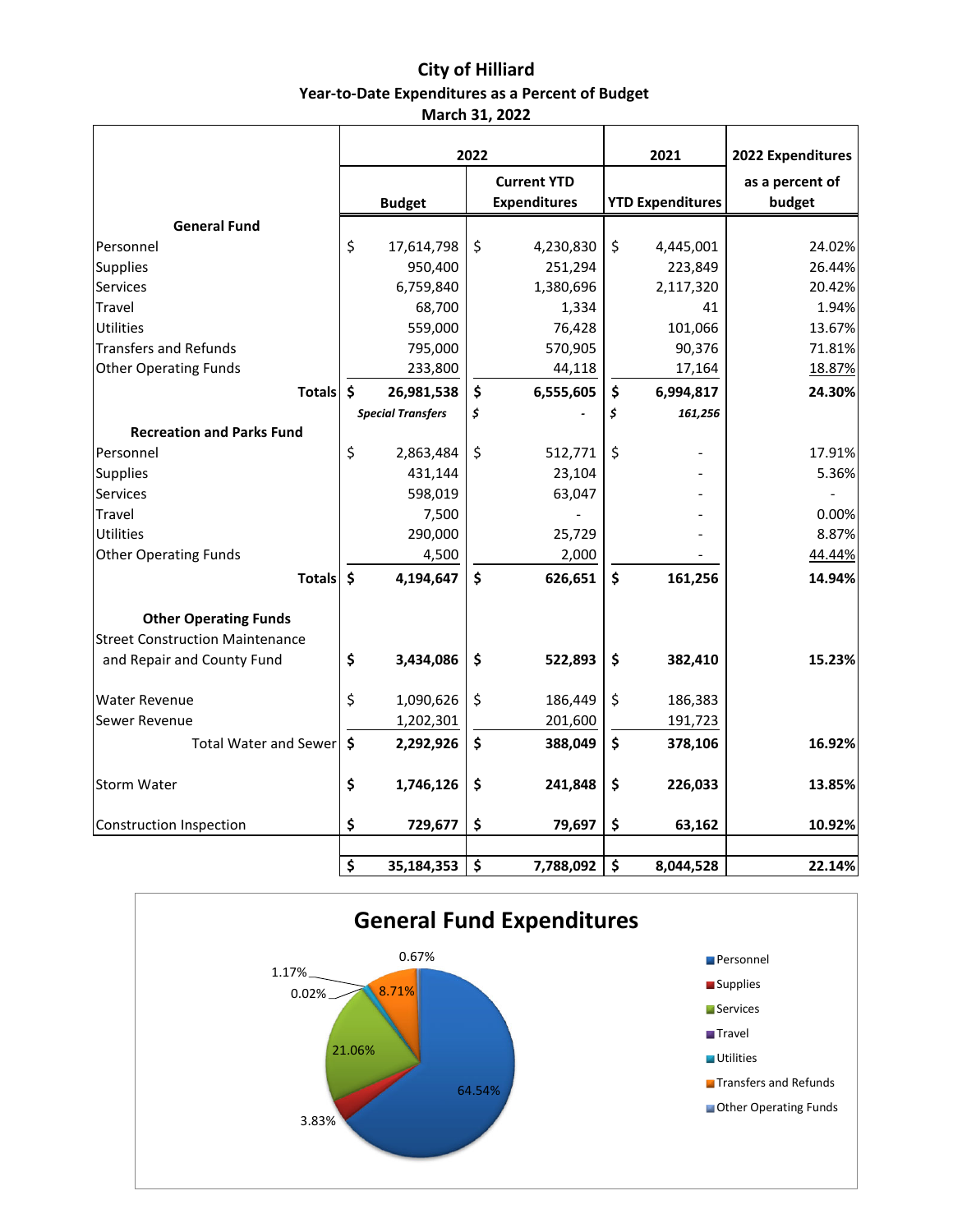# City of Hilliard
## Year-to-Date Expenditures as a Percent of Budget
### March 31, 2022

| | 2022 | | 2021 | 2022 Expenditures |
|---|---|---|---|---|
| | Budget | Current YTD Expenditures | YTD Expenditures | as a percent of budget |
| **General Fund** | | | | |
| Personnel | $ 17,614,798 | $ 4,230,830 | $ 4,445,001 | 24.02% |
| Supplies | 950,400 | 251,294 | 223,849 | 26.44% |
| Services | 6,759,840 | 1,380,696 | 2,117,320 | 20.42% |
| Travel | 68,700 | 1,334 | 41 | 1.94% |
| Utilities | 559,000 | 76,428 | 101,066 | 13.67% |
| Transfers and Refunds | 795,000 | 570,905 | 90,376 | 71.81% |
| Other Operating Funds | 233,800 | 44,118 | 17,164 | 18.87% |
| **Totals** | **$ 26,981,538** | **$ 6,555,605** | **$ 6,994,817** | **24.30%** |
| | ***Special Transfers*** | ***$ -*** | ***$ 161,256*** | |
| **Recreation and Parks Fund** | | | | |
| Personnel | $ 2,863,484 | $ 512,771 | $ - | 17.91% |
| Supplies | 431,144 | 23,104 | - | 5.36% |
| Services | 598,019 | 63,047 | - | - |
| Travel | 7,500 | - | - | 0.00% |
| Utilities | 290,000 | 25,729 | - | 8.87% |
| Other Operating Funds | 4,500 | 2,000 | - | 44.44% |
| **Totals** | **$ 4,194,647** | **$ 626,651** | **$ 161,256** | **14.94%** |
| **Other Operating Funds** | | | | |
| Street Construction Maintenance and Repair and County Fund | **$ 3,434,086** | **$ 522,893** | **$ 382,410** | **15.23%** |
| Water Revenue | $ 1,090,626 | $ 186,449 | $ 186,383 | |
| Sewer Revenue | 1,202,301 | 201,600 | 191,723 | |
| Total Water and Sewer | **$ 2,292,926** | **$ 388,049** | **$ 378,106** | **16.92%** |
| Storm Water | **$ 1,746,126** | **$ 241,848** | **$ 226,033** | **13.85%** |
| Construction Inspection | **$ 729,677** | **$ 79,697** | **$ 63,162** | **10.92%** |
| | **$ 35,184,353** | **$ 7,788,092** | **$ 8,044,528** | **22.14%** |

## General Fund Expenditures

| Category | Percent |
|---|---|
| Personnel | 64.54% |
| Supplies | 3.83% |
| Services | 21.06% |
| Travel | 0.02% |
| Utilities | 1.17% |
| Transfers and Refunds | 8.71% |
| Other Operating Funds | 0.67% |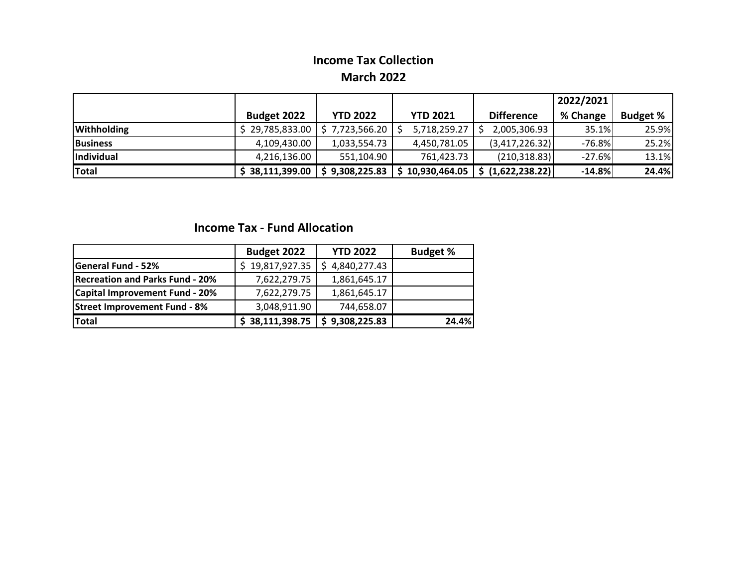# Income Tax Collection
## March 2022

| | Budget 2022 | YTD 2022 | YTD 2021 | Difference | 2022/2021 % Change | Budget % |
|---|---|---|---|---|---|---|
| **Withholding** | $ 29,785,833.00 | $ 7,723,566.20 | $ 5,718,259.27 | $ 2,005,306.93 | 35.1% | 25.9% |
| **Business** | 4,109,430.00 | 1,033,554.73 | 4,450,781.05 | (3,417,226.32) | -76.8% | 25.2% |
| **Individual** | 4,216,136.00 | 551,104.90 | 761,423.73 | (210,318.83) | -27.6% | 13.1% |
| **Total** | **$ 38,111,399.00** | **$ 9,308,225.83** | **$ 10,930,464.05** | **$ (1,622,238.22)** | **-14.8%** | **24.4%** |

## Income Tax - Fund Allocation

| | Budget 2022 | YTD 2022 | Budget % |
|---|---|---|---|
| **General Fund - 52%** | $ 19,817,927.35 | $ 4,840,277.43 | |
| **Recreation and Parks Fund - 20%** | 7,622,279.75 | 1,861,645.17 | |
| **Capital Improvement Fund - 20%** | 7,622,279.75 | 1,861,645.17 | |
| **Street Improvement Fund - 8%** | 3,048,911.90 | 744,658.07 | |
| **Total** | **$ 38,111,398.75** | **$ 9,308,225.83** | **24.4%** |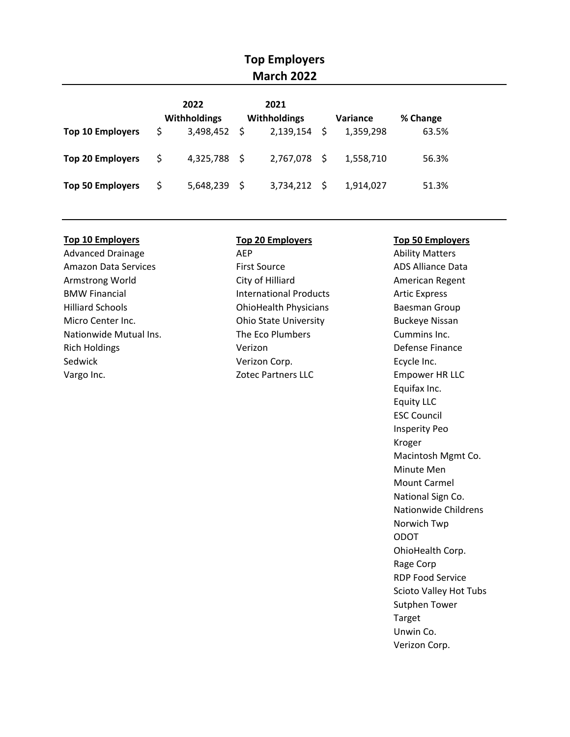# Top Employers
## March 2022

| | 2022 Withholdings | 2021 Withholdings | Variance | % Change |
|---|---|---|---|---|
| **Top 10 Employers** | $ 3,498,452 | $ 2,139,154 | $ 1,359,298 | 63.5% |
| **Top 20 Employers** | $ 4,325,788 | $ 2,767,078 | $ 1,558,710 | 56.3% |
| **Top 50 Employers** | $ 5,648,239 | $ 3,734,212 | $ 1,914,027 | 51.3% |

**Top 10 Employers**

- Advanced Drainage
- Amazon Data Services
- Armstrong World
- BMW Financial
- Hilliard Schools
- Micro Center Inc.
- Nationwide Mutual Ins.
- Rich Holdings
- Sedwick
- Vargo Inc.

**Top 20 Employers**

- AEP
- First Source
- City of Hilliard
- International Products
- OhioHealth Physicians
- Ohio State University
- The Eco Plumbers
- Verizon
- Verizon Corp.
- Zotec Partners LLC

**Top 50 Employers**

- Ability Matters
- ADS Alliance Data
- American Regent
- Artic Express
- Baesman Group
- Buckeye Nissan
- Cummins Inc.
- Defense Finance
- Ecycle Inc.
- Empower HR LLC
- Equifax Inc.
- Equity LLC
- ESC Council
- Insperity Peo
- Kroger
- Macintosh Mgmt Co.
- Minute Men
- Mount Carmel
- National Sign Co.
- Nationwide Childrens
- Norwich Twp
- ODOT
- OhioHealth Corp.
- Rage Corp
- RDP Food Service
- Scioto Valley Hot Tubs
- Sutphen Tower
- Target
- Unwin Co.
- Verizon Corp.